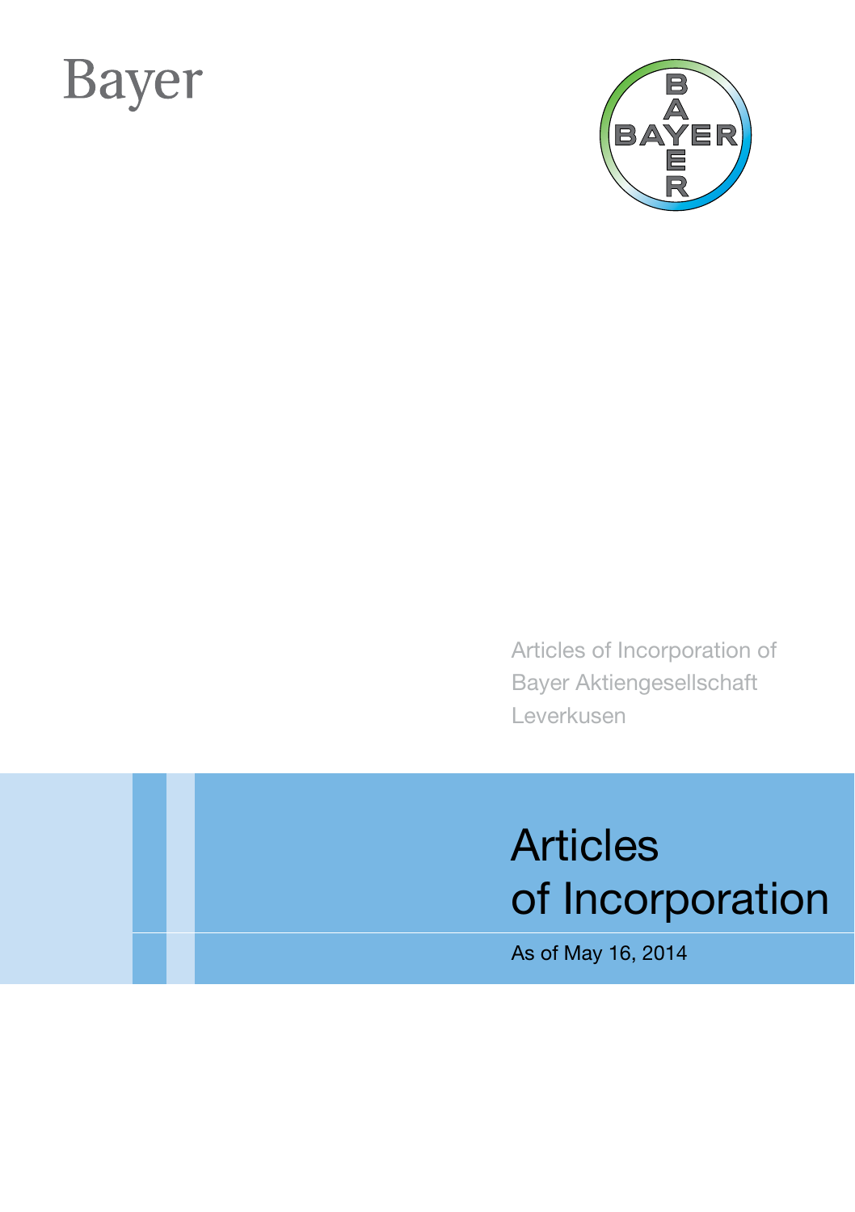Bayer

Articles of Incorporation of
Bayer Aktiengesellschaft
Leverkusen

# Articles of Incorporation

As of May 16, 2014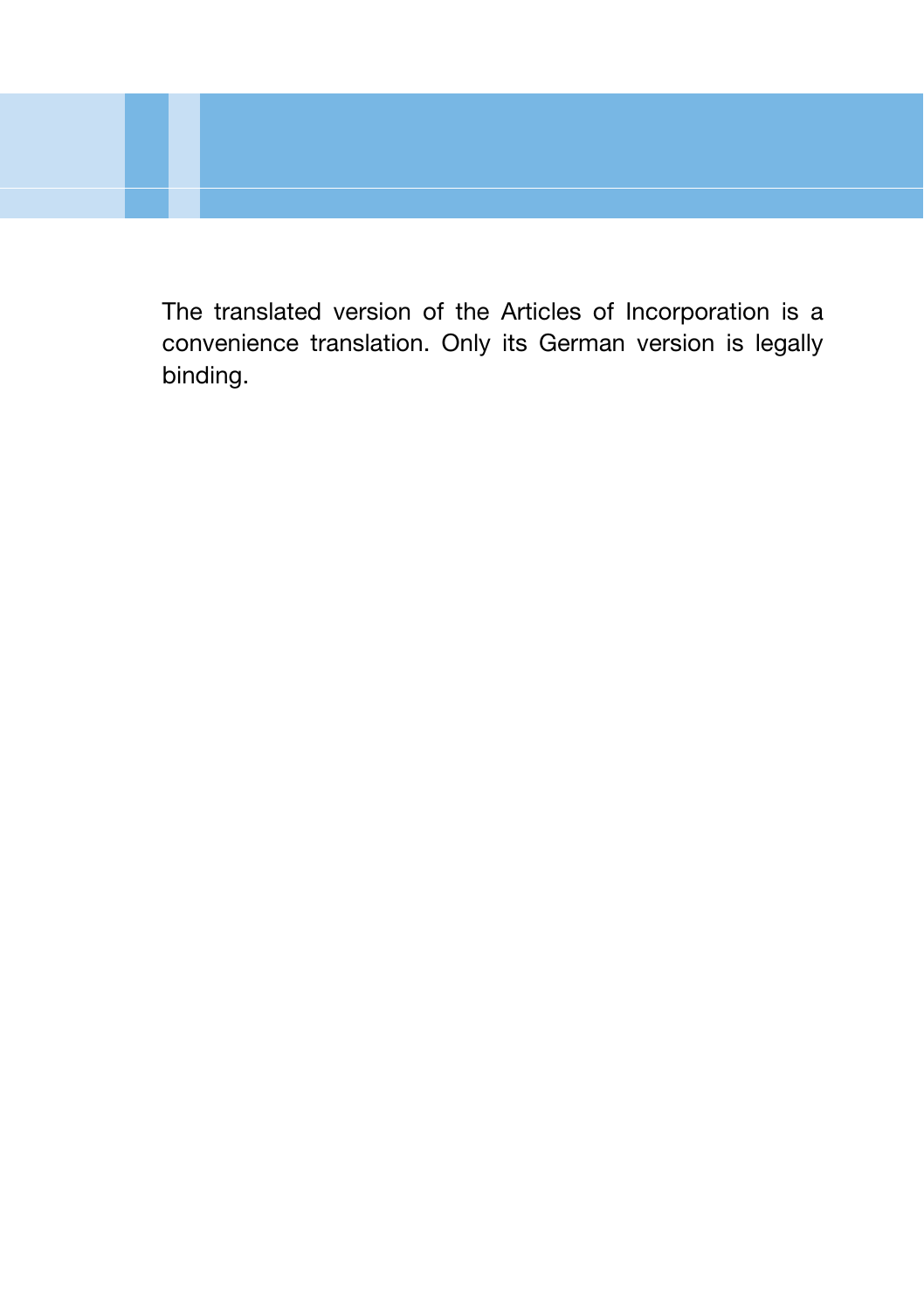The translated version of the Articles of Incorporation is a convenience translation. Only its German version is legally binding.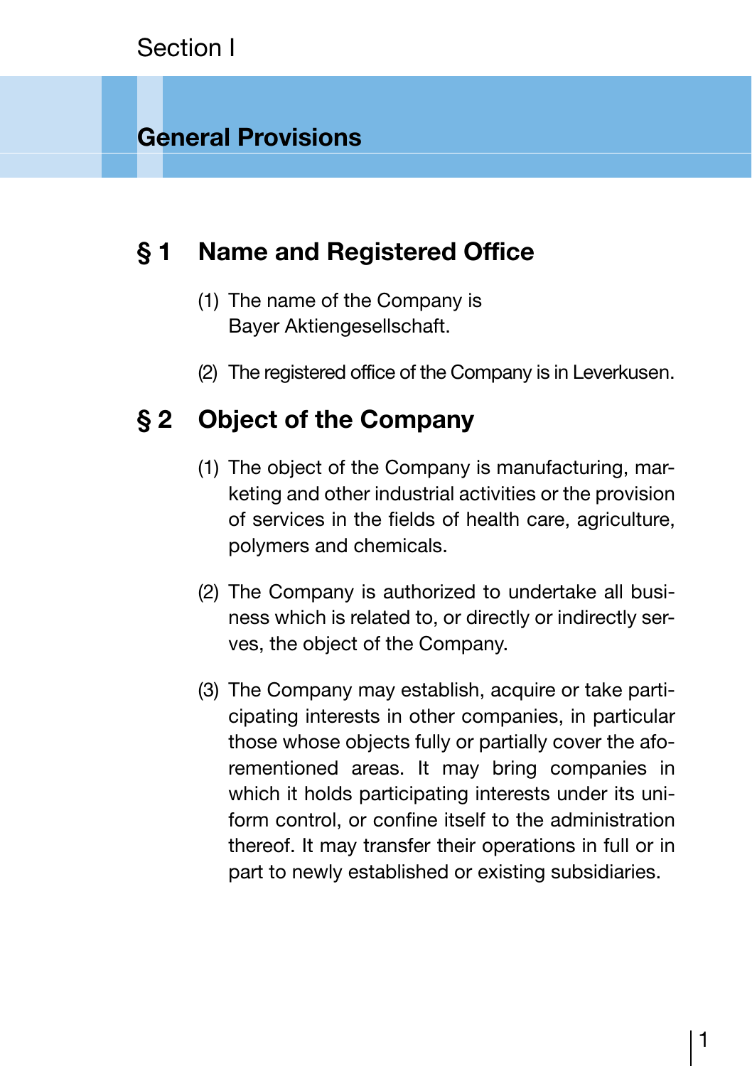Section I

# General Provisions

## § 1 Name and Registered Office

(1) The name of the Company is Bayer Aktiengesellschaft.

(2) The registered office of the Company is in Leverkusen.

## § 2 Object of the Company

(1) The object of the Company is manufacturing, marketing and other industrial activities or the provision of services in the fields of health care, agriculture, polymers and chemicals.

(2) The Company is authorized to undertake all business which is related to, or directly or indirectly serves, the object of the Company.

(3) The Company may establish, acquire or take participating interests in other companies, in particular those whose objects fully or partially cover the aforementioned areas. It may bring companies in which it holds participating interests under its uniform control, or confine itself to the administration thereof. It may transfer their operations in full or in part to newly established or existing subsidiaries.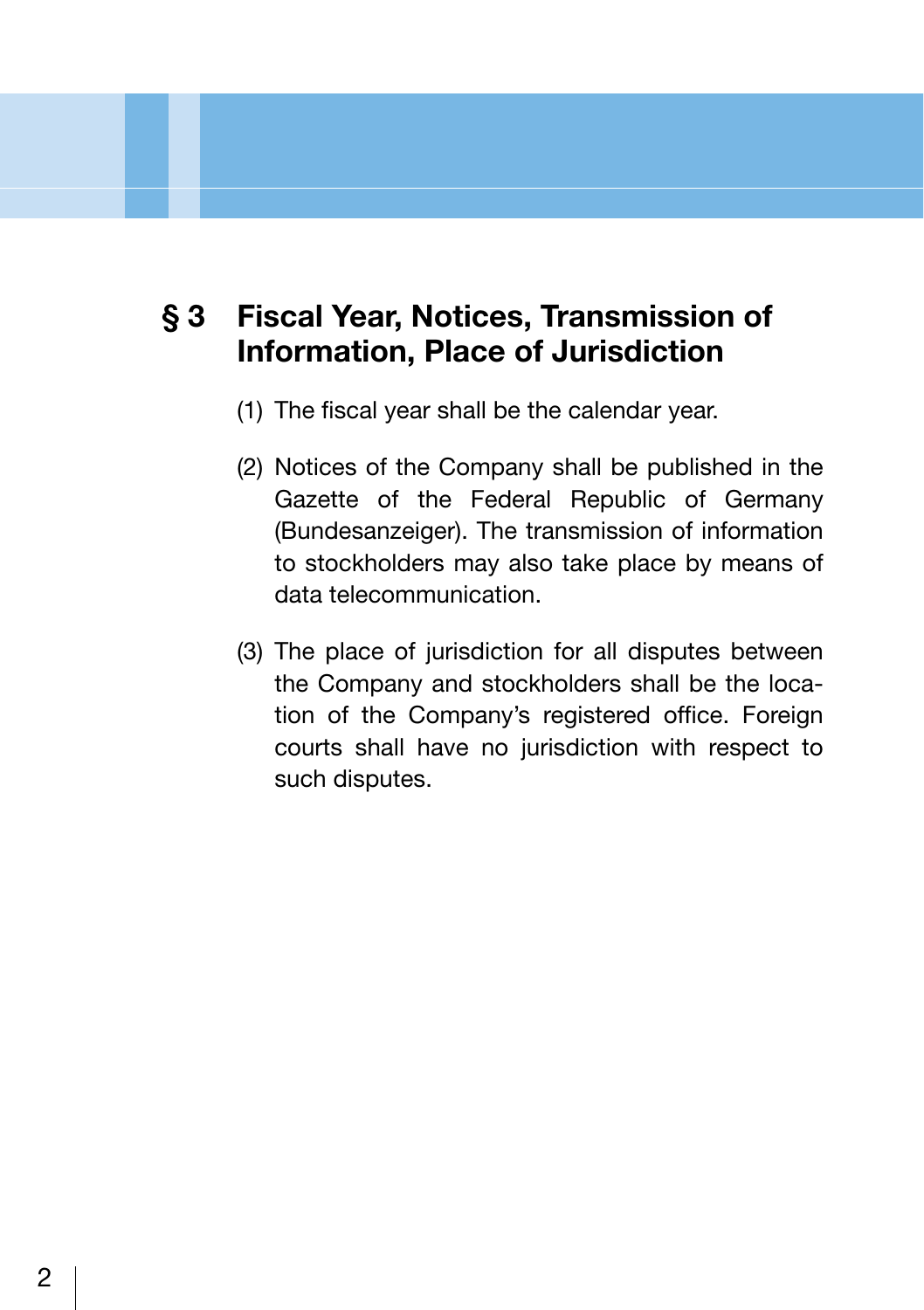## § 3 Fiscal Year, Notices, Transmission of Information, Place of Jurisdiction

(1) The fiscal year shall be the calendar year.

(2) Notices of the Company shall be published in the Gazette of the Federal Republic of Germany (Bundesanzeiger). The transmission of information to stockholders may also take place by means of data telecommunication.

(3) The place of jurisdiction for all disputes between the Company and stockholders shall be the location of the Company's registered office. Foreign courts shall have no jurisdiction with respect to such disputes.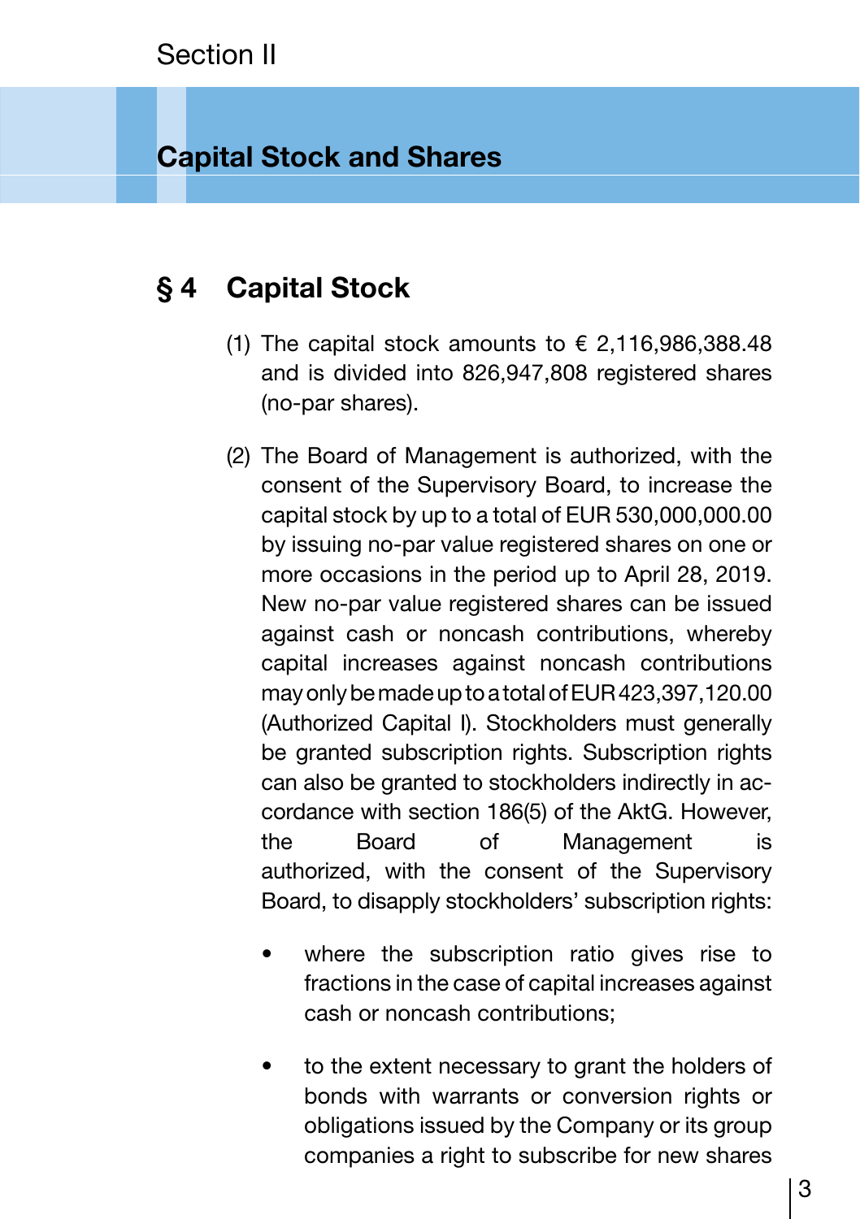# Section II

## Capital Stock and Shares

### § 4 Capital Stock

(1) The capital stock amounts to € 2,116,986,388.48 and is divided into 826,947,808 registered shares (no-par shares).

(2) The Board of Management is authorized, with the consent of the Supervisory Board, to increase the capital stock by up to a total of EUR 530,000,000.00 by issuing no-par value registered shares on one or more occasions in the period up to April 28, 2019. New no-par value registered shares can be issued against cash or noncash contributions, whereby capital increases against noncash contributions may only be made up to a total of EUR 423,397,120.00 (Authorized Capital I). Stockholders must generally be granted subscription rights. Subscription rights can also be granted to stockholders indirectly in accordance with section 186(5) of the AktG. However, the Board of Management is authorized, with the consent of the Supervisory Board, to disapply stockholders' subscription rights:

- where the subscription ratio gives rise to fractions in the case of capital increases against cash or noncash contributions;

- to the extent necessary to grant the holders of bonds with warrants or conversion rights or obligations issued by the Company or its group companies a right to subscribe for new shares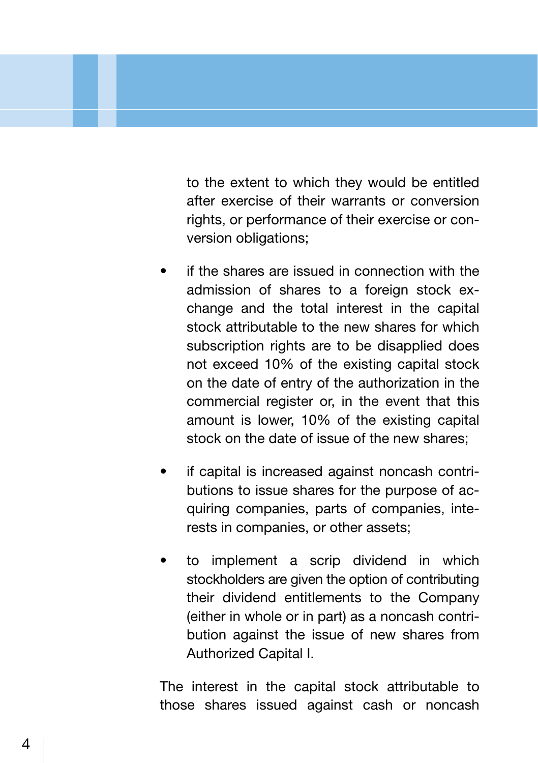to the extent to which they would be entitled after exercise of their warrants or conversion rights, or performance of their exercise or conversion obligations;

- if the shares are issued in connection with the admission of shares to a foreign stock exchange and the total interest in the capital stock attributable to the new shares for which subscription rights are to be disapplied does not exceed 10% of the existing capital stock on the date of entry of the authorization in the commercial register or, in the event that this amount is lower, 10% of the existing capital stock on the date of issue of the new shares;

- if capital is increased against noncash contributions to issue shares for the purpose of acquiring companies, parts of companies, interests in companies, or other assets;

- to implement a scrip dividend in which stockholders are given the option of contributing their dividend entitlements to the Company (either in whole or in part) as a noncash contribution against the issue of new shares from Authorized Capital I.

The interest in the capital stock attributable to those shares issued against cash or noncash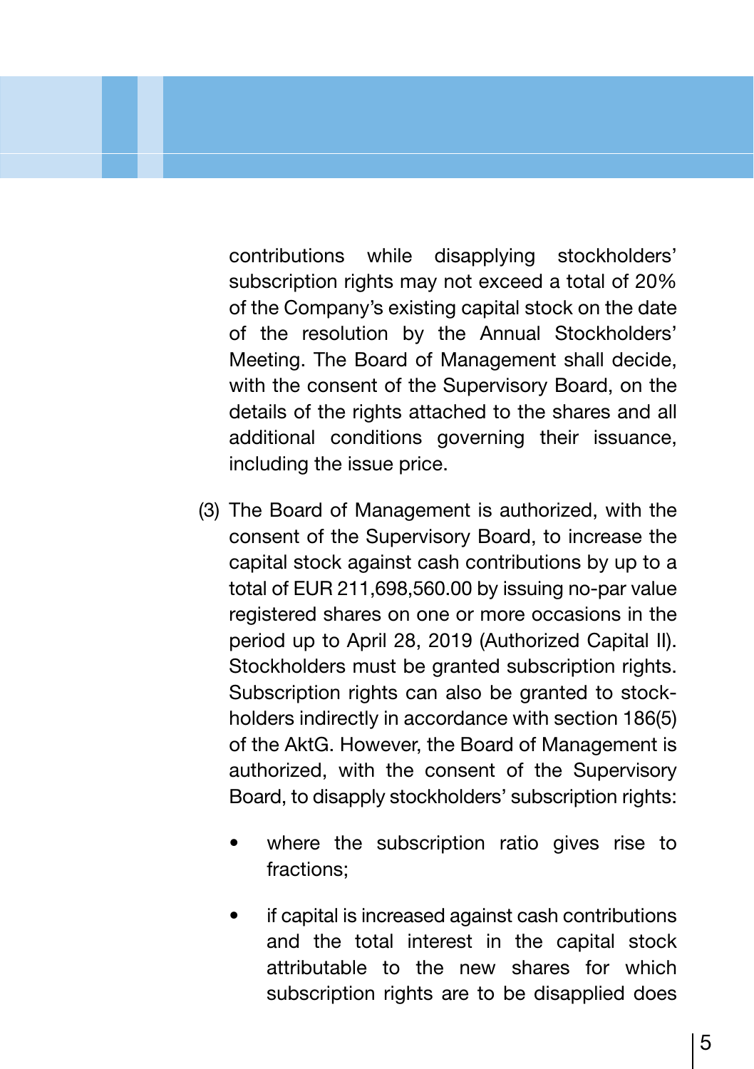contributions while disapplying stockholders' subscription rights may not exceed a total of 20% of the Company's existing capital stock on the date of the resolution by the Annual Stockholders' Meeting. The Board of Management shall decide, with the consent of the Supervisory Board, on the details of the rights attached to the shares and all additional conditions governing their issuance, including the issue price.

(3) The Board of Management is authorized, with the consent of the Supervisory Board, to increase the capital stock against cash contributions by up to a total of EUR 211,698,560.00 by issuing no-par value registered shares on one or more occasions in the period up to April 28, 2019 (Authorized Capital II). Stockholders must be granted subscription rights. Subscription rights can also be granted to stockholders indirectly in accordance with section 186(5) of the AktG. However, the Board of Management is authorized, with the consent of the Supervisory Board, to disapply stockholders' subscription rights:

- where the subscription ratio gives rise to fractions;
- if capital is increased against cash contributions and the total interest in the capital stock attributable to the new shares for which subscription rights are to be disapplied does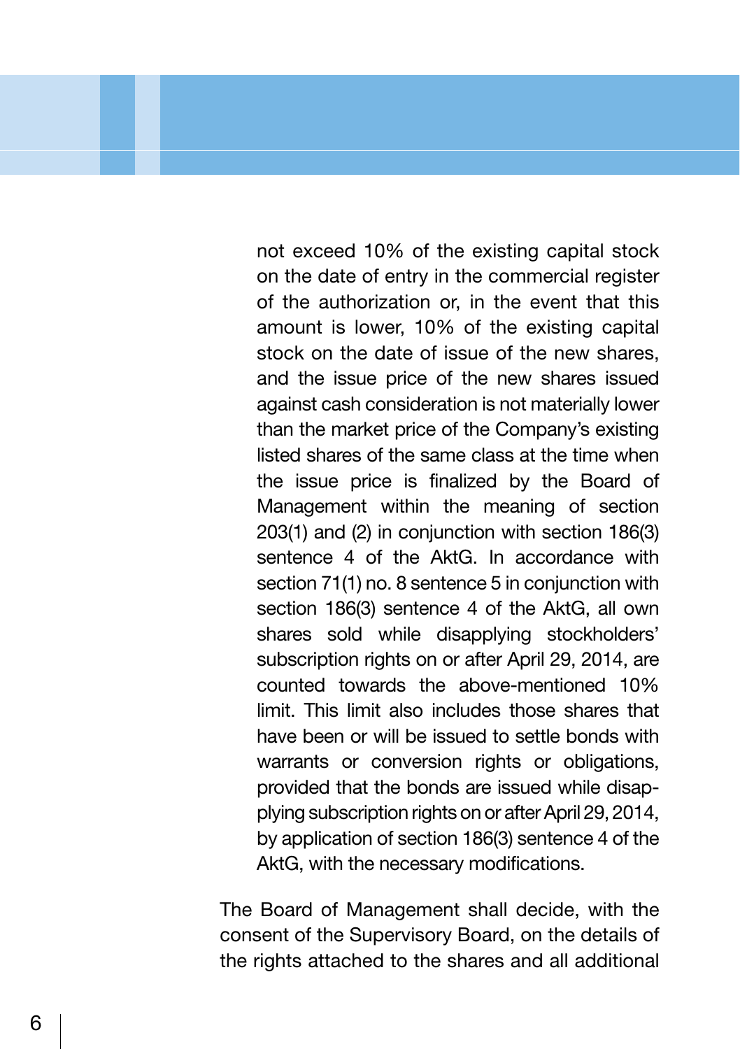not exceed 10% of the existing capital stock on the date of entry in the commercial register of the authorization or, in the event that this amount is lower, 10% of the existing capital stock on the date of issue of the new shares, and the issue price of the new shares issued against cash consideration is not materially lower than the market price of the Company's existing listed shares of the same class at the time when the issue price is finalized by the Board of Management within the meaning of section 203(1) and (2) in conjunction with section 186(3) sentence 4 of the AktG. In accordance with section 71(1) no. 8 sentence 5 in conjunction with section 186(3) sentence 4 of the AktG, all own shares sold while disapplying stockholders' subscription rights on or after April 29, 2014, are counted towards the above-mentioned 10% limit. This limit also includes those shares that have been or will be issued to settle bonds with warrants or conversion rights or obligations, provided that the bonds are issued while disapplying subscription rights on or after April 29, 2014, by application of section 186(3) sentence 4 of the AktG, with the necessary modifications.

The Board of Management shall decide, with the consent of the Supervisory Board, on the details of the rights attached to the shares and all additional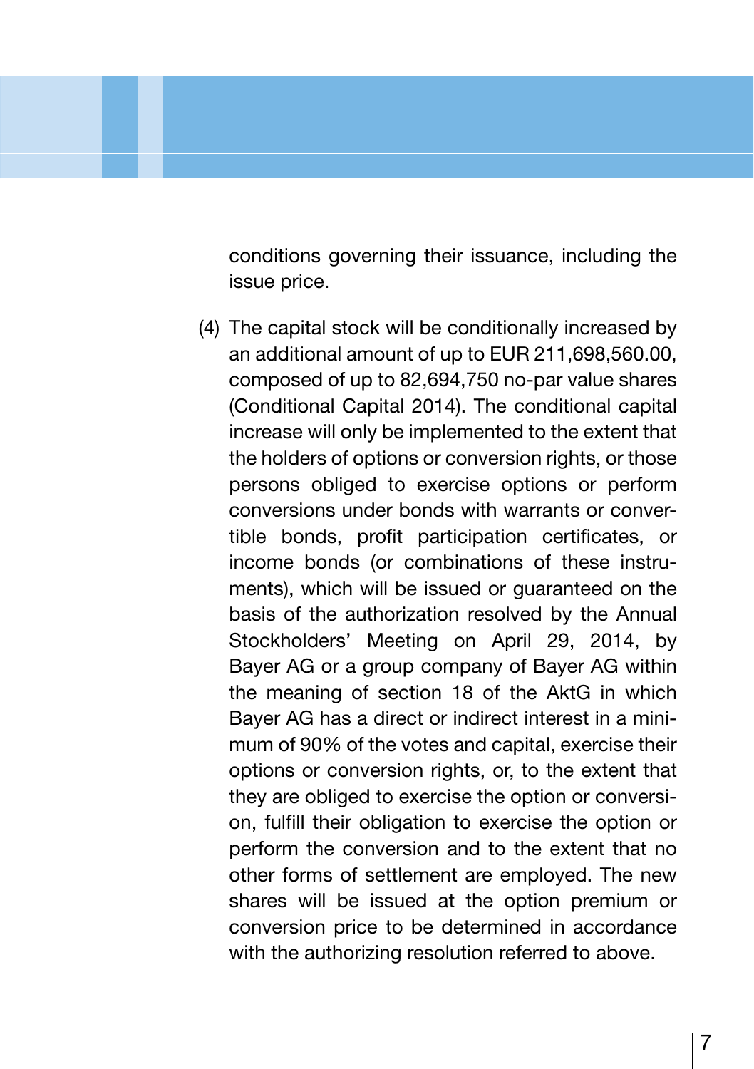conditions governing their issuance, including the issue price.

(4) The capital stock will be conditionally increased by an additional amount of up to EUR 211,698,560.00, composed of up to 82,694,750 no-par value shares (Conditional Capital 2014). The conditional capital increase will only be implemented to the extent that the holders of options or conversion rights, or those persons obliged to exercise options or perform conversions under bonds with warrants or convertible bonds, profit participation certificates, or income bonds (or combinations of these instruments), which will be issued or guaranteed on the basis of the authorization resolved by the Annual Stockholders' Meeting on April 29, 2014, by Bayer AG or a group company of Bayer AG within the meaning of section 18 of the AktG in which Bayer AG has a direct or indirect interest in a minimum of 90% of the votes and capital, exercise their options or conversion rights, or, to the extent that they are obliged to exercise the option or conversion, fulfill their obligation to exercise the option or perform the conversion and to the extent that no other forms of settlement are employed. The new shares will be issued at the option premium or conversion price to be determined in accordance with the authorizing resolution referred to above.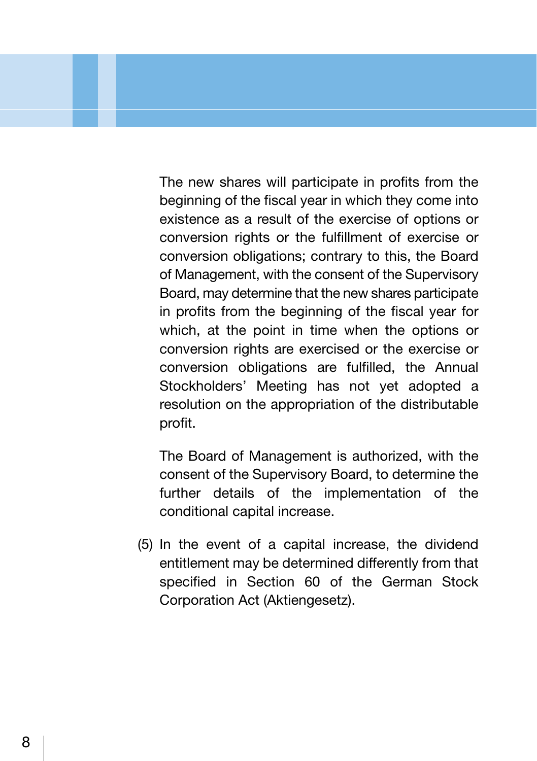The new shares will participate in profits from the beginning of the fiscal year in which they come into existence as a result of the exercise of options or conversion rights or the fulfillment of exercise or conversion obligations; contrary to this, the Board of Management, with the consent of the Supervisory Board, may determine that the new shares participate in profits from the beginning of the fiscal year for which, at the point in time when the options or conversion rights are exercised or the exercise or conversion obligations are fulfilled, the Annual Stockholders' Meeting has not yet adopted a resolution on the appropriation of the distributable profit.

The Board of Management is authorized, with the consent of the Supervisory Board, to determine the further details of the implementation of the conditional capital increase.

(5) In the event of a capital increase, the dividend entitlement may be determined differently from that specified in Section 60 of the German Stock Corporation Act (Aktiengesetz).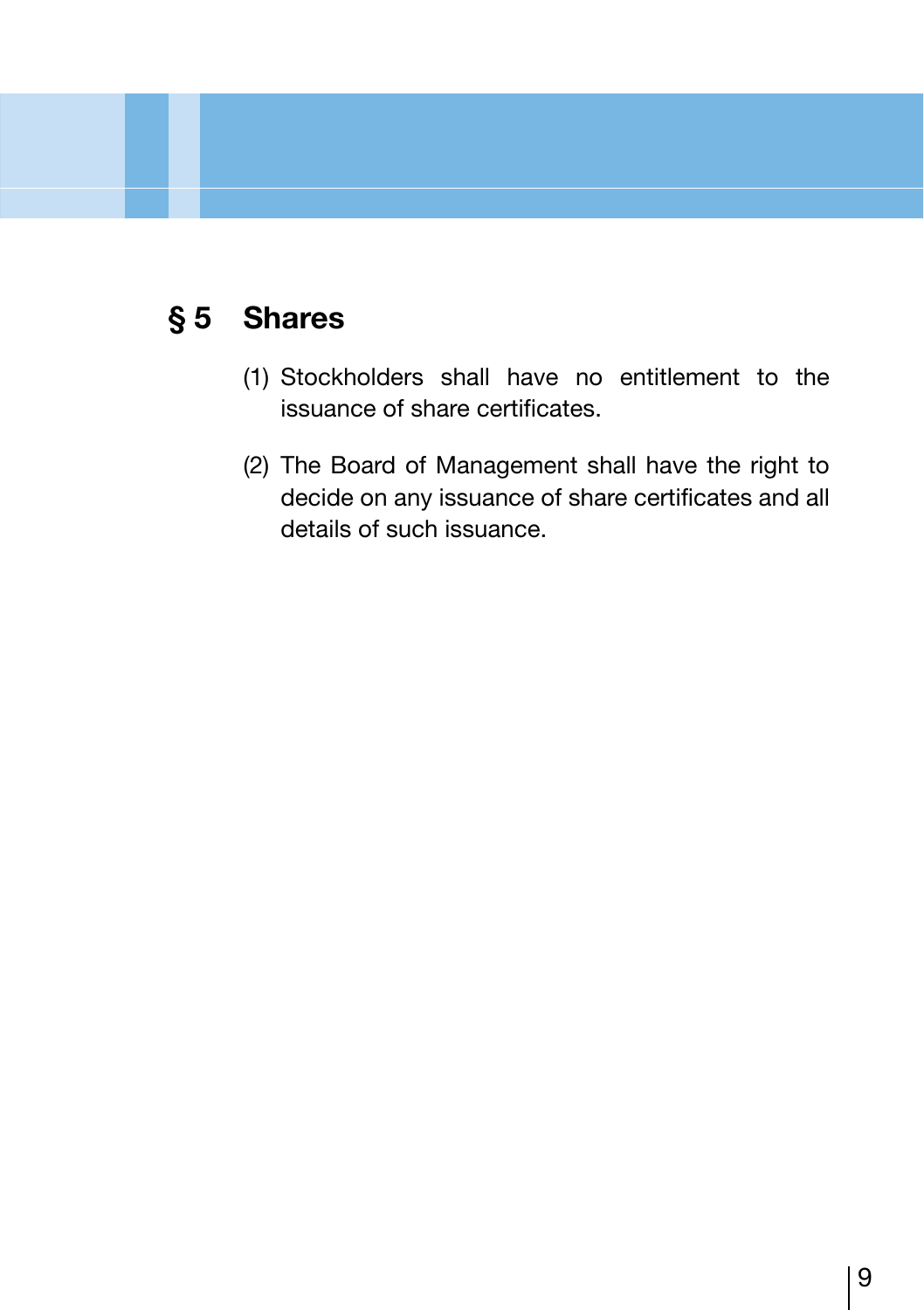## § 5 Shares

(1) Stockholders shall have no entitlement to the issuance of share certificates.

(2) The Board of Management shall have the right to decide on any issuance of share certificates and all details of such issuance.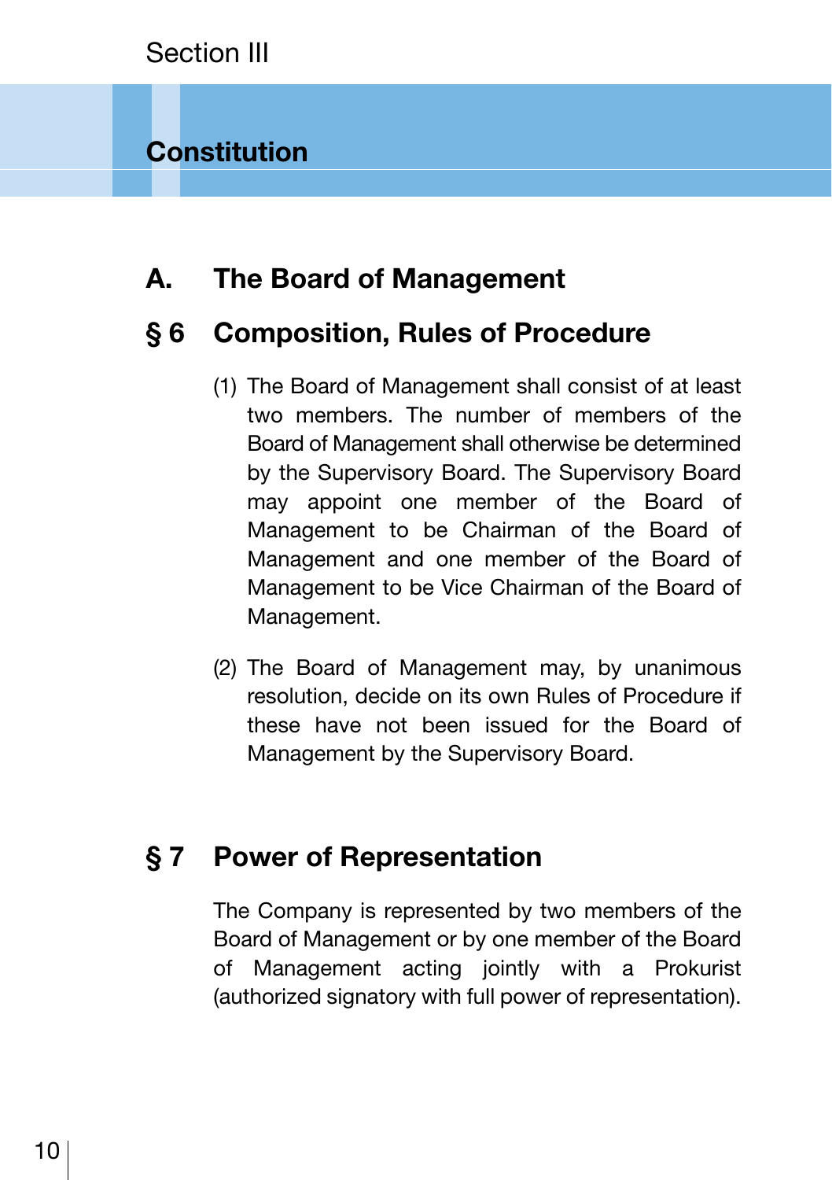Section III

# Constitution

## A. The Board of Management

### § 6 Composition, Rules of Procedure

(1) The Board of Management shall consist of at least two members. The number of members of the Board of Management shall otherwise be determined by the Supervisory Board. The Supervisory Board may appoint one member of the Board of Management to be Chairman of the Board of Management and one member of the Board of Management to be Vice Chairman of the Board of Management.

(2) The Board of Management may, by unanimous resolution, decide on its own Rules of Procedure if these have not been issued for the Board of Management by the Supervisory Board.

### § 7 Power of Representation

The Company is represented by two members of the Board of Management or by one member of the Board of Management acting jointly with a Prokurist (authorized signatory with full power of representation).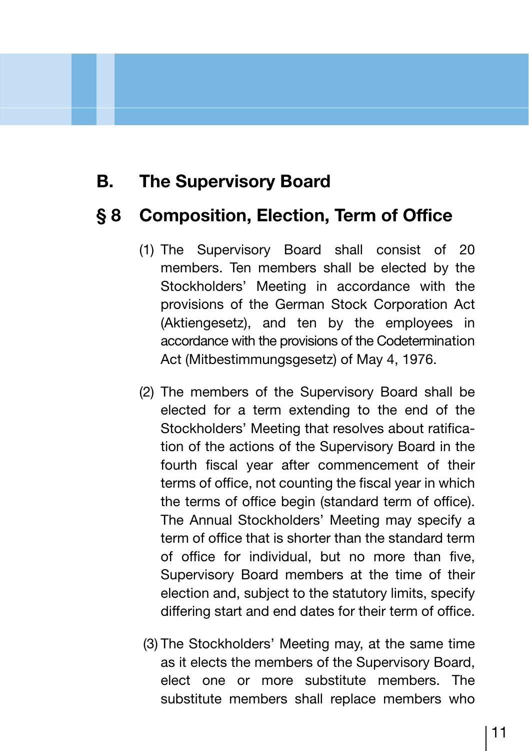# B. The Supervisory Board

## § 8 Composition, Election, Term of Office

(1) The Supervisory Board shall consist of 20 members. Ten members shall be elected by the Stockholders' Meeting in accordance with the provisions of the German Stock Corporation Act (Aktiengesetz), and ten by the employees in accordance with the provisions of the Codetermination Act (Mitbestimmungsgesetz) of May 4, 1976.

(2) The members of the Supervisory Board shall be elected for a term extending to the end of the Stockholders' Meeting that resolves about ratification of the actions of the Supervisory Board in the fourth fiscal year after commencement of their terms of office, not counting the fiscal year in which the terms of office begin (standard term of office). The Annual Stockholders' Meeting may specify a term of office that is shorter than the standard term of office for individual, but no more than five, Supervisory Board members at the time of their election and, subject to the statutory limits, specify differing start and end dates for their term of office.

(3) The Stockholders' Meeting may, at the same time as it elects the members of the Supervisory Board, elect one or more substitute members. The substitute members shall replace members who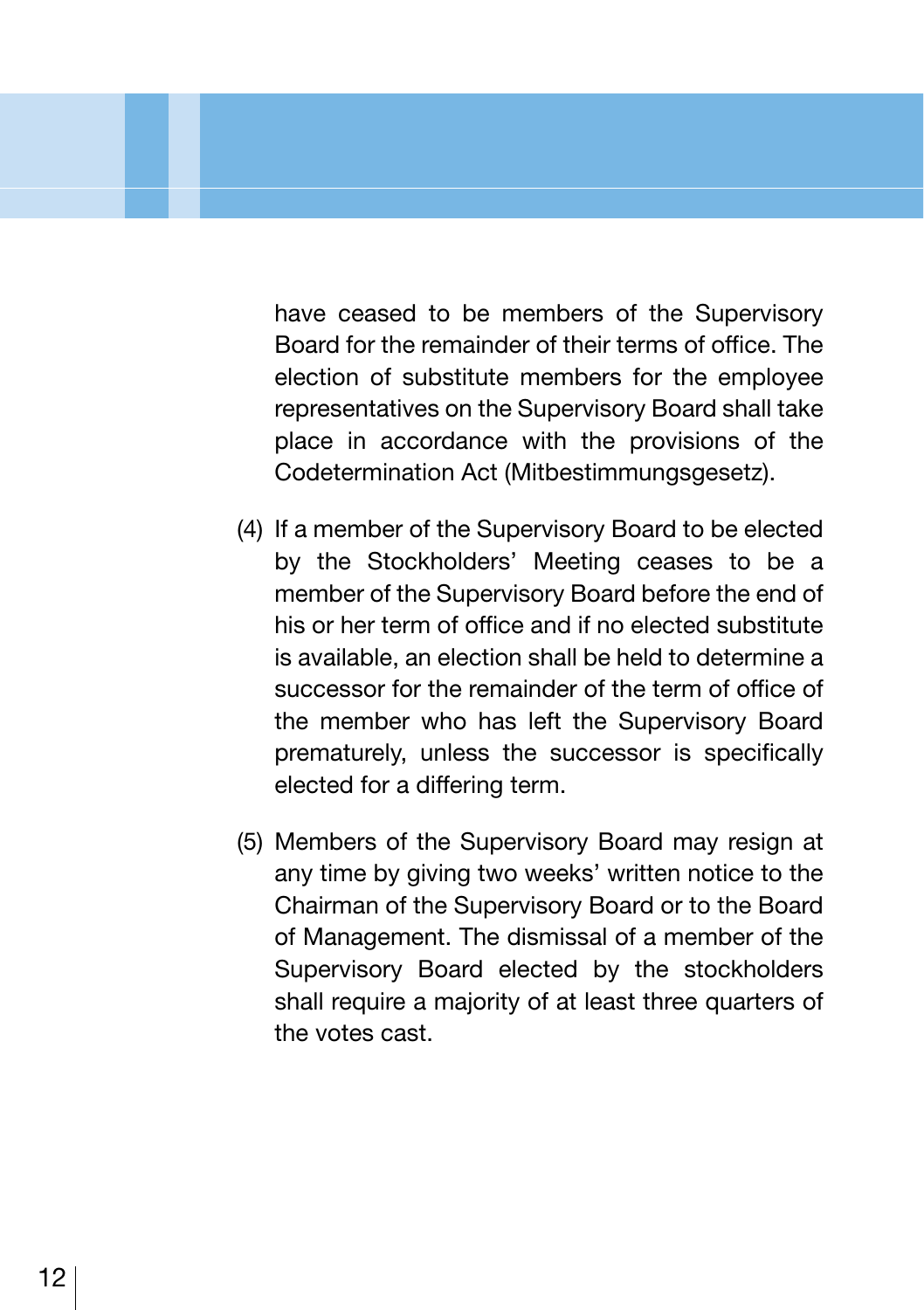have ceased to be members of the Supervisory Board for the remainder of their terms of office. The election of substitute members for the employee representatives on the Supervisory Board shall take place in accordance with the provisions of the Codetermination Act (Mitbestimmungsgesetz).

(4) If a member of the Supervisory Board to be elected by the Stockholders' Meeting ceases to be a member of the Supervisory Board before the end of his or her term of office and if no elected substitute is available, an election shall be held to determine a successor for the remainder of the term of office of the member who has left the Supervisory Board prematurely, unless the successor is specifically elected for a differing term.

(5) Members of the Supervisory Board may resign at any time by giving two weeks' written notice to the Chairman of the Supervisory Board or to the Board of Management. The dismissal of a member of the Supervisory Board elected by the stockholders shall require a majority of at least three quarters of the votes cast.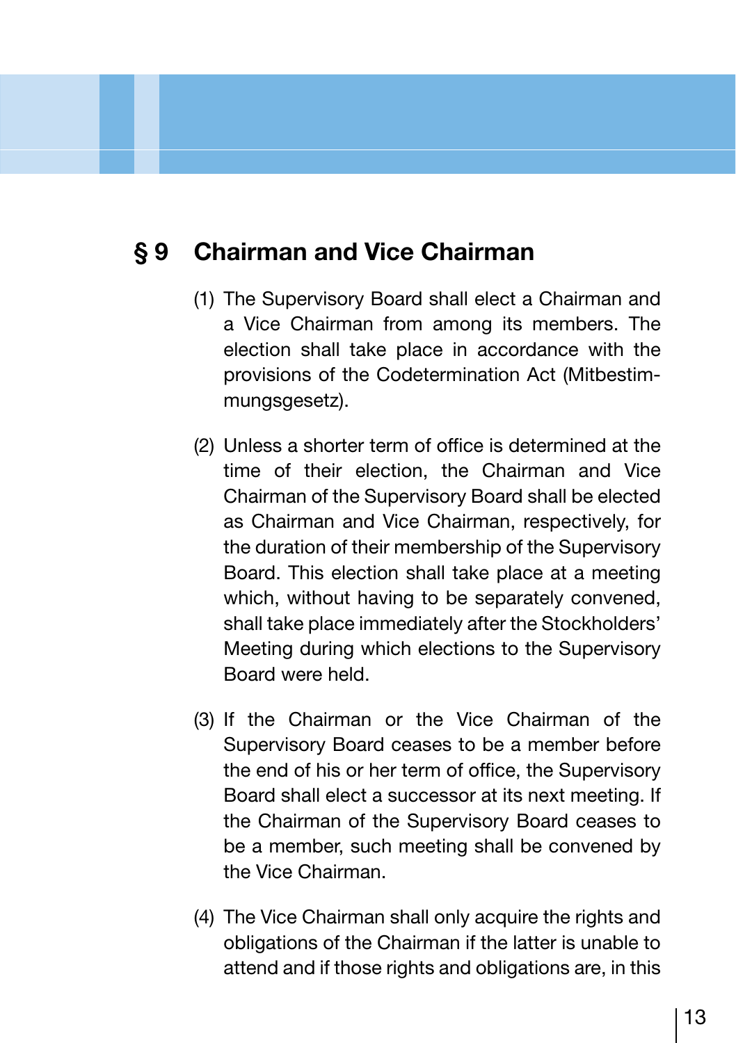## § 9 Chairman and Vice Chairman

(1) The Supervisory Board shall elect a Chairman and a Vice Chairman from among its members. The election shall take place in accordance with the provisions of the Codetermination Act (Mitbestimmungsgesetz).

(2) Unless a shorter term of office is determined at the time of their election, the Chairman and Vice Chairman of the Supervisory Board shall be elected as Chairman and Vice Chairman, respectively, for the duration of their membership of the Supervisory Board. This election shall take place at a meeting which, without having to be separately convened, shall take place immediately after the Stockholders' Meeting during which elections to the Supervisory Board were held.

(3) If the Chairman or the Vice Chairman of the Supervisory Board ceases to be a member before the end of his or her term of office, the Supervisory Board shall elect a successor at its next meeting. If the Chairman of the Supervisory Board ceases to be a member, such meeting shall be convened by the Vice Chairman.

(4) The Vice Chairman shall only acquire the rights and obligations of the Chairman if the latter is unable to attend and if those rights and obligations are, in this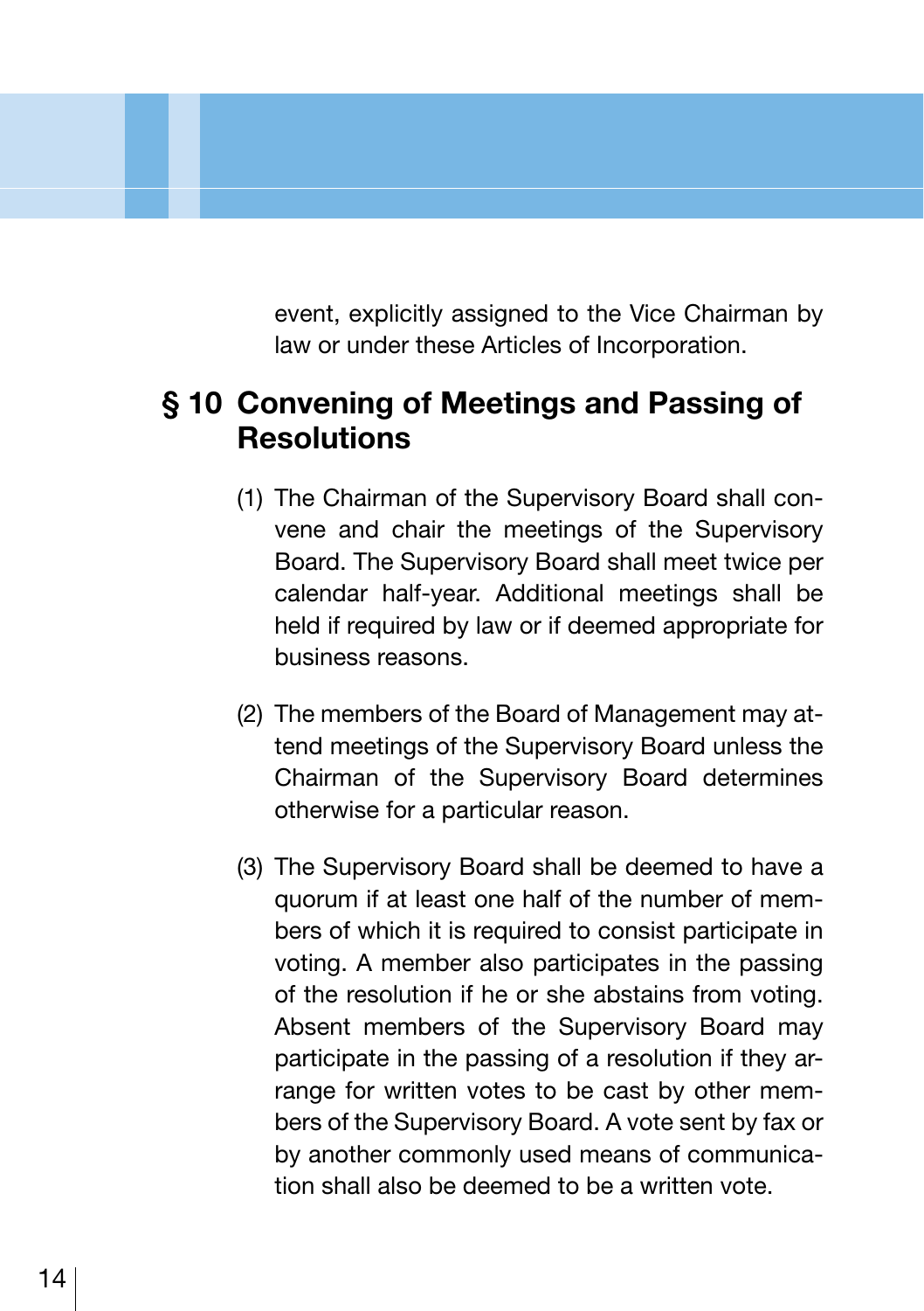event, explicitly assigned to the Vice Chairman by law or under these Articles of Incorporation.

## § 10 Convening of Meetings and Passing of Resolutions

(1) The Chairman of the Supervisory Board shall convene and chair the meetings of the Supervisory Board. The Supervisory Board shall meet twice per calendar half-year. Additional meetings shall be held if required by law or if deemed appropriate for business reasons.

(2) The members of the Board of Management may attend meetings of the Supervisory Board unless the Chairman of the Supervisory Board determines otherwise for a particular reason.

(3) The Supervisory Board shall be deemed to have a quorum if at least one half of the number of members of which it is required to consist participate in voting. A member also participates in the passing of the resolution if he or she abstains from voting. Absent members of the Supervisory Board may participate in the passing of a resolution if they arrange for written votes to be cast by other members of the Supervisory Board. A vote sent by fax or by another commonly used means of communication shall also be deemed to be a written vote.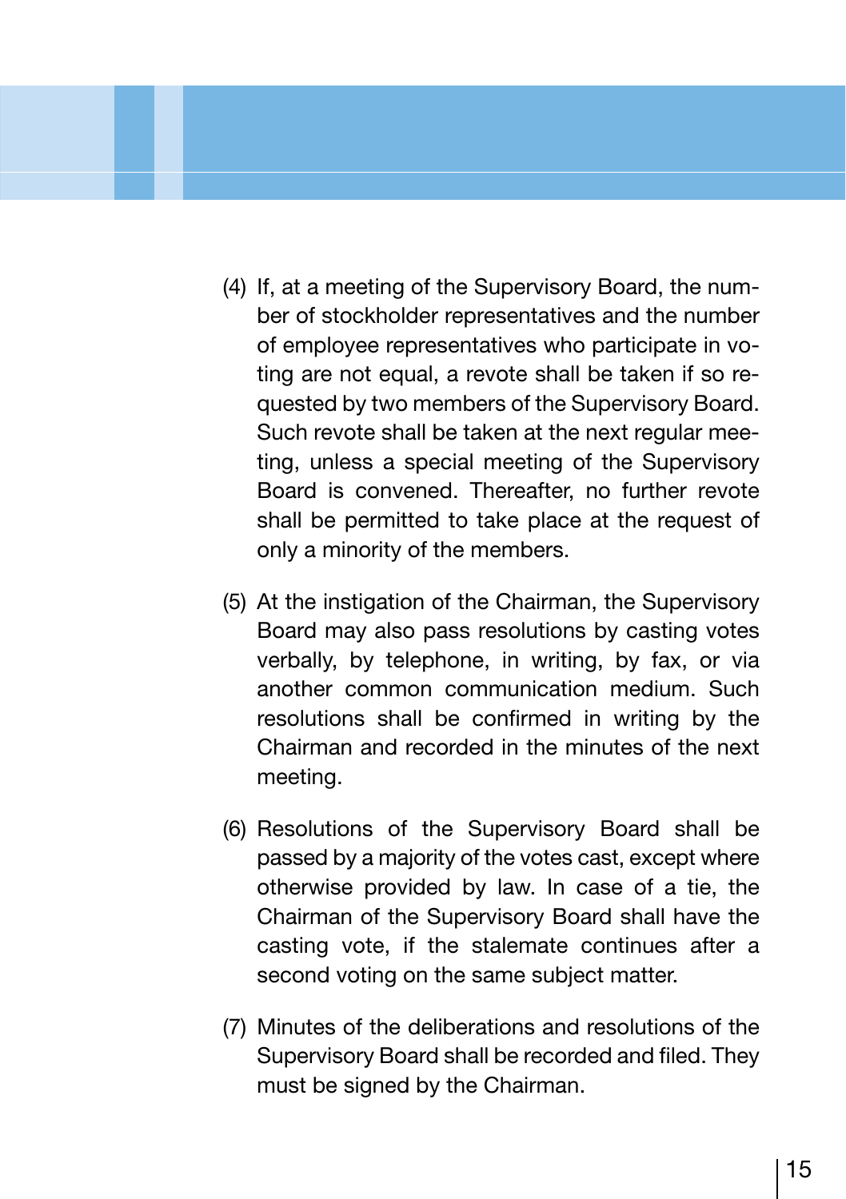(4) If, at a meeting of the Supervisory Board, the number of stockholder representatives and the number of employee representatives who participate in voting are not equal, a revote shall be taken if so requested by two members of the Supervisory Board. Such revote shall be taken at the next regular meeting, unless a special meeting of the Supervisory Board is convened. Thereafter, no further revote shall be permitted to take place at the request of only a minority of the members.

(5) At the instigation of the Chairman, the Supervisory Board may also pass resolutions by casting votes verbally, by telephone, in writing, by fax, or via another common communication medium. Such resolutions shall be confirmed in writing by the Chairman and recorded in the minutes of the next meeting.

(6) Resolutions of the Supervisory Board shall be passed by a majority of the votes cast, except where otherwise provided by law. In case of a tie, the Chairman of the Supervisory Board shall have the casting vote, if the stalemate continues after a second voting on the same subject matter.

(7) Minutes of the deliberations and resolutions of the Supervisory Board shall be recorded and filed. They must be signed by the Chairman.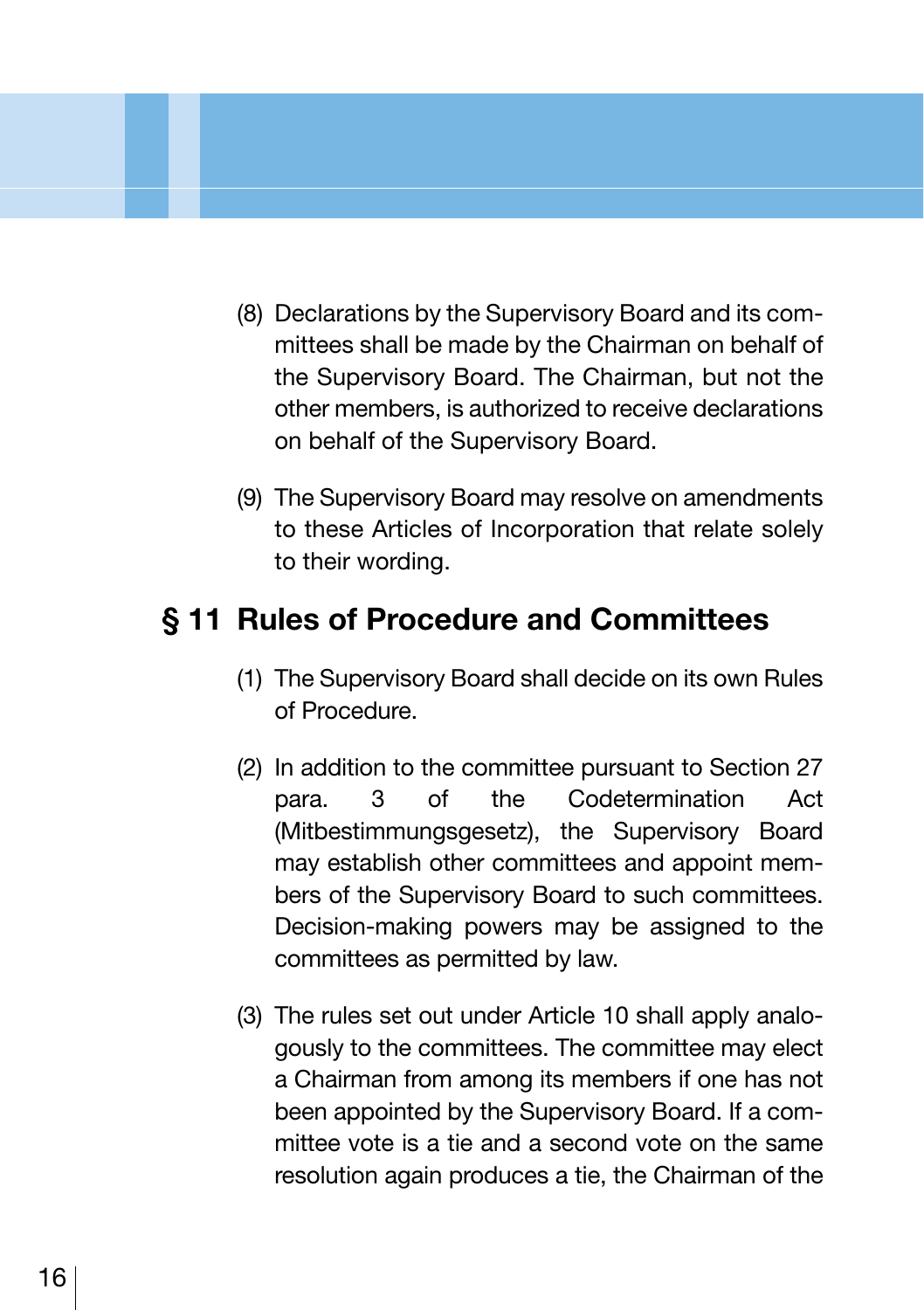(8) Declarations by the Supervisory Board and its committees shall be made by the Chairman on behalf of the Supervisory Board. The Chairman, but not the other members, is authorized to receive declarations on behalf of the Supervisory Board.

(9) The Supervisory Board may resolve on amendments to these Articles of Incorporation that relate solely to their wording.

## § 11 Rules of Procedure and Committees

(1) The Supervisory Board shall decide on its own Rules of Procedure.

(2) In addition to the committee pursuant to Section 27 para. 3 of the Codetermination Act (Mitbestimmungsgesetz), the Supervisory Board may establish other committees and appoint members of the Supervisory Board to such committees. Decision-making powers may be assigned to the committees as permitted by law.

(3) The rules set out under Article 10 shall apply analogously to the committees. The committee may elect a Chairman from among its members if one has not been appointed by the Supervisory Board. If a committee vote is a tie and a second vote on the same resolution again produces a tie, the Chairman of the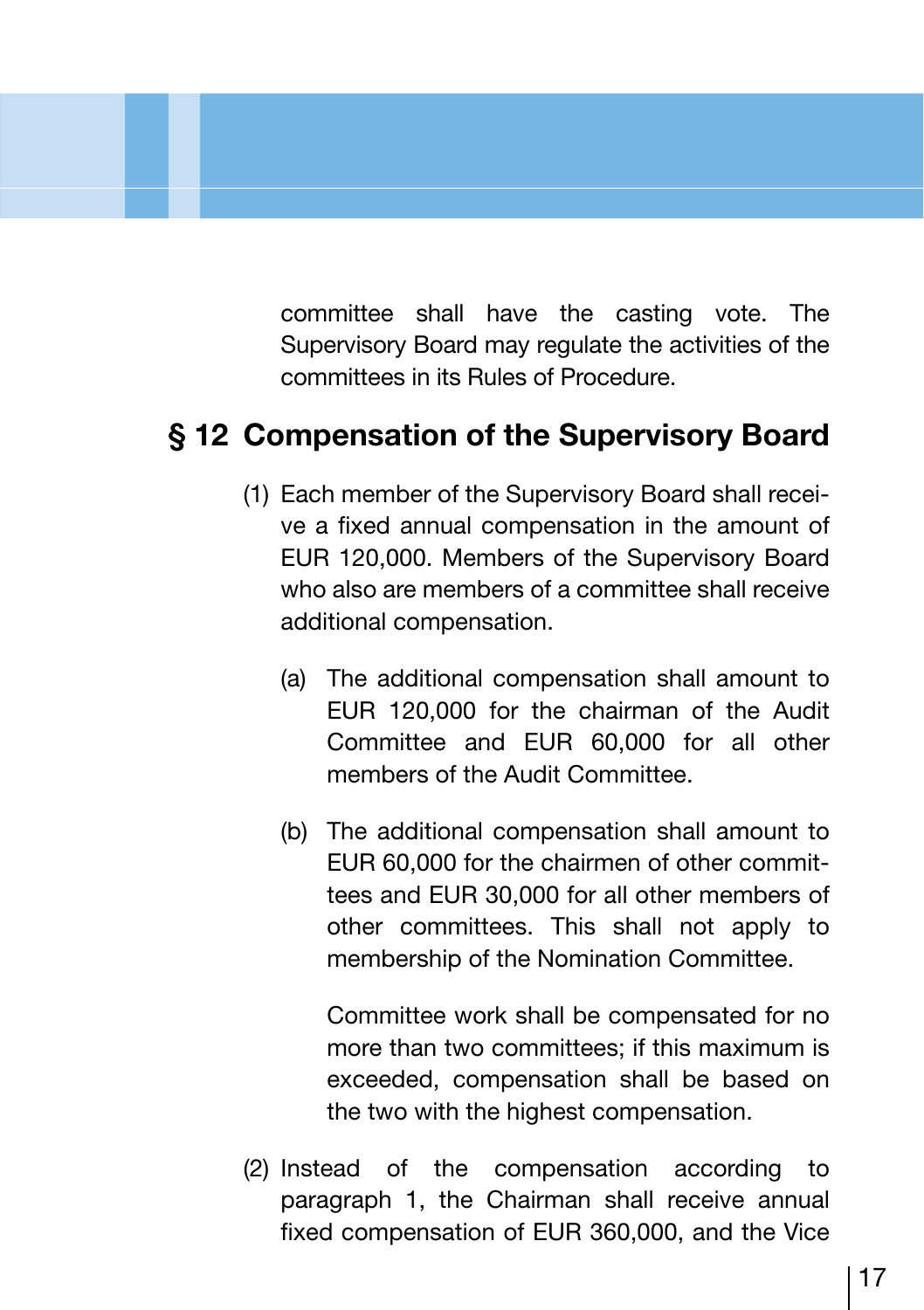committee shall have the casting vote. The Supervisory Board may regulate the activities of the committees in its Rules of Procedure.

## § 12 Compensation of the Supervisory Board

(1) Each member of the Supervisory Board shall receive a fixed annual compensation in the amount of EUR 120,000. Members of the Supervisory Board who also are members of a committee shall receive additional compensation.

   (a) The additional compensation shall amount to EUR 120,000 for the chairman of the Audit Committee and EUR 60,000 for all other members of the Audit Committee.

   (b) The additional compensation shall amount to EUR 60,000 for the chairmen of other committees and EUR 30,000 for all other members of other committees. This shall not apply to membership of the Nomination Committee.

   Committee work shall be compensated for no more than two committees; if this maximum is exceeded, compensation shall be based on the two with the highest compensation.

(2) Instead of the compensation according to paragraph 1, the Chairman shall receive annual fixed compensation of EUR 360,000, and the Vice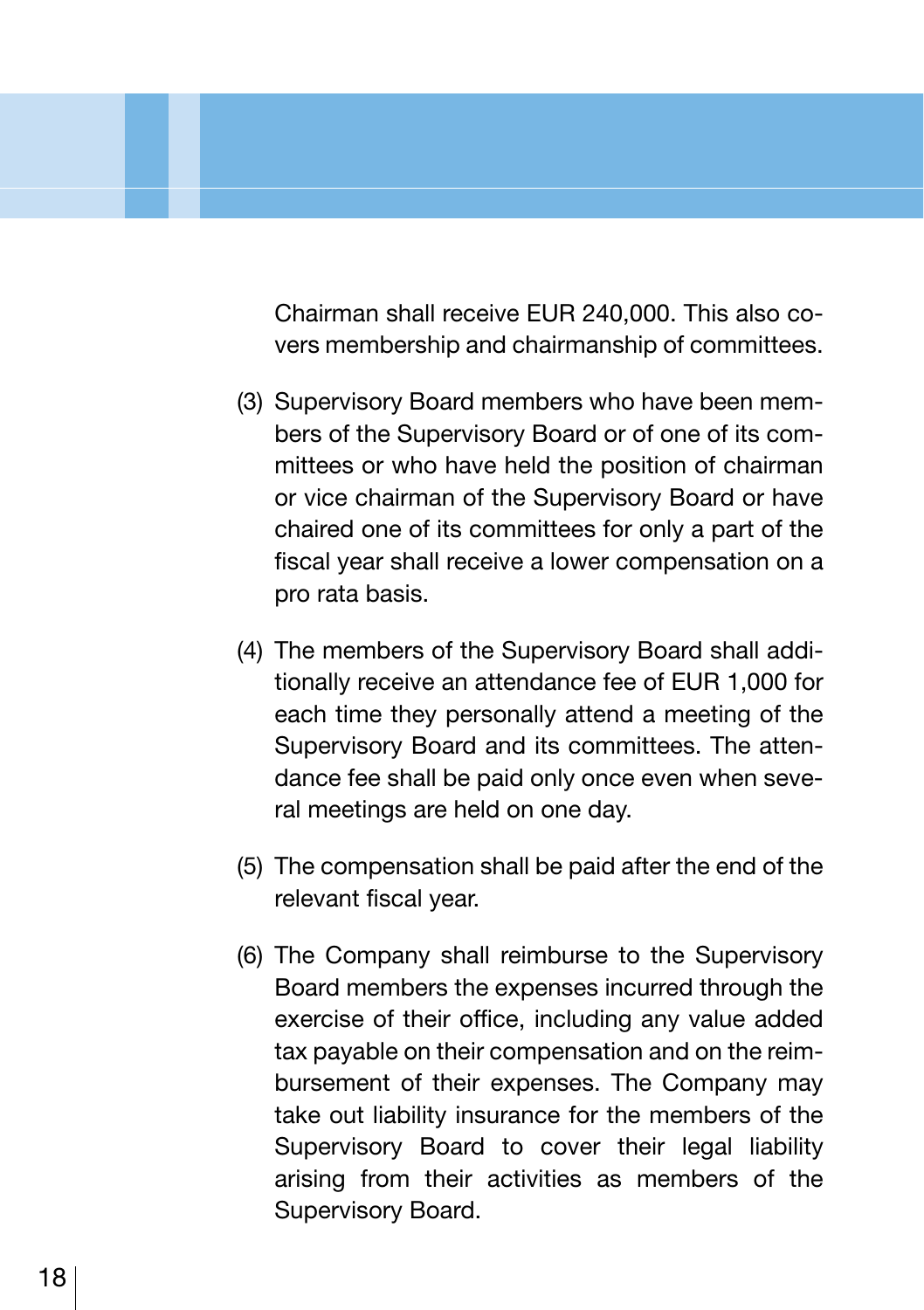Chairman shall receive EUR 240,000. This also covers membership and chairmanship of committees.

(3) Supervisory Board members who have been members of the Supervisory Board or of one of its committees or who have held the position of chairman or vice chairman of the Supervisory Board or have chaired one of its committees for only a part of the fiscal year shall receive a lower compensation on a pro rata basis.

(4) The members of the Supervisory Board shall additionally receive an attendance fee of EUR 1,000 for each time they personally attend a meeting of the Supervisory Board and its committees. The attendance fee shall be paid only once even when several meetings are held on one day.

(5) The compensation shall be paid after the end of the relevant fiscal year.

(6) The Company shall reimburse to the Supervisory Board members the expenses incurred through the exercise of their office, including any value added tax payable on their compensation and on the reimbursement of their expenses. The Company may take out liability insurance for the members of the Supervisory Board to cover their legal liability arising from their activities as members of the Supervisory Board.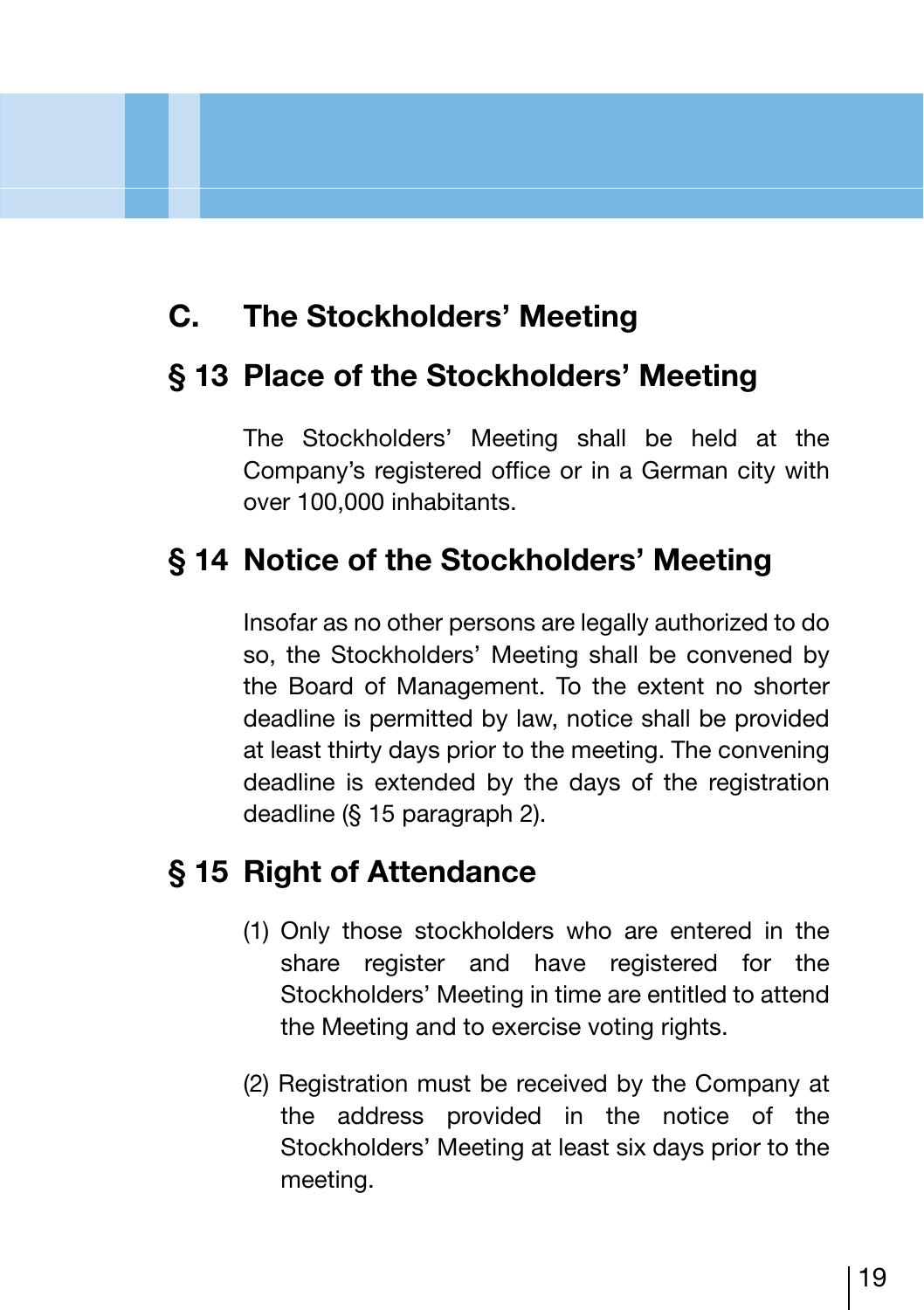# C. The Stockholders' Meeting

## § 13 Place of the Stockholders' Meeting

The Stockholders' Meeting shall be held at the Company's registered office or in a German city with over 100,000 inhabitants.

## § 14 Notice of the Stockholders' Meeting

Insofar as no other persons are legally authorized to do so, the Stockholders' Meeting shall be convened by the Board of Management. To the extent no shorter deadline is permitted by law, notice shall be provided at least thirty days prior to the meeting. The convening deadline is extended by the days of the registration deadline (§ 15 paragraph 2).

## § 15 Right of Attendance

(1) Only those stockholders who are entered in the share register and have registered for the Stockholders' Meeting in time are entitled to attend the Meeting and to exercise voting rights.

(2) Registration must be received by the Company at the address provided in the notice of the Stockholders' Meeting at least six days prior to the meeting.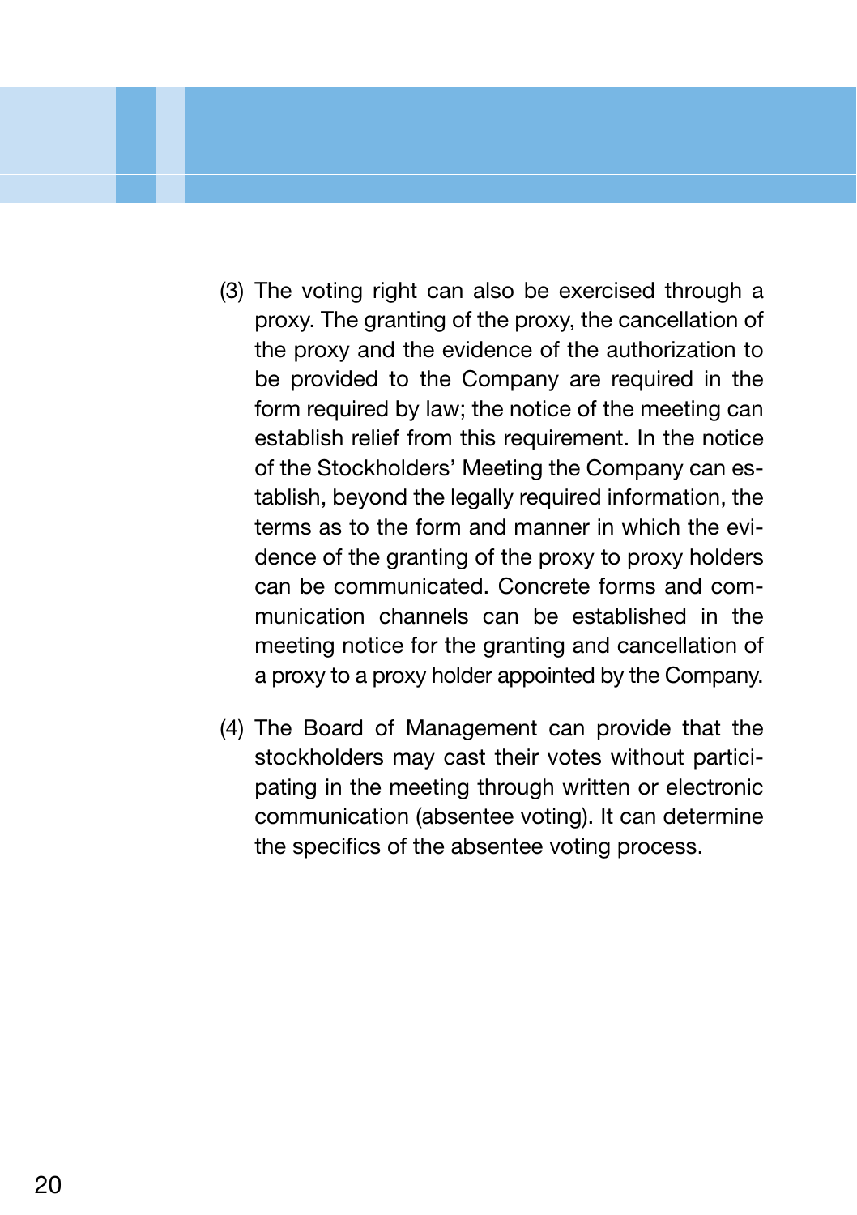(3) The voting right can also be exercised through a proxy. The granting of the proxy, the cancellation of the proxy and the evidence of the authorization to be provided to the Company are required in the form required by law; the notice of the meeting can establish relief from this requirement. In the notice of the Stockholders' Meeting the Company can establish, beyond the legally required information, the terms as to the form and manner in which the evidence of the granting of the proxy to proxy holders can be communicated. Concrete forms and communication channels can be established in the meeting notice for the granting and cancellation of a proxy to a proxy holder appointed by the Company.

(4) The Board of Management can provide that the stockholders may cast their votes without participating in the meeting through written or electronic communication (absentee voting). It can determine the specifics of the absentee voting process.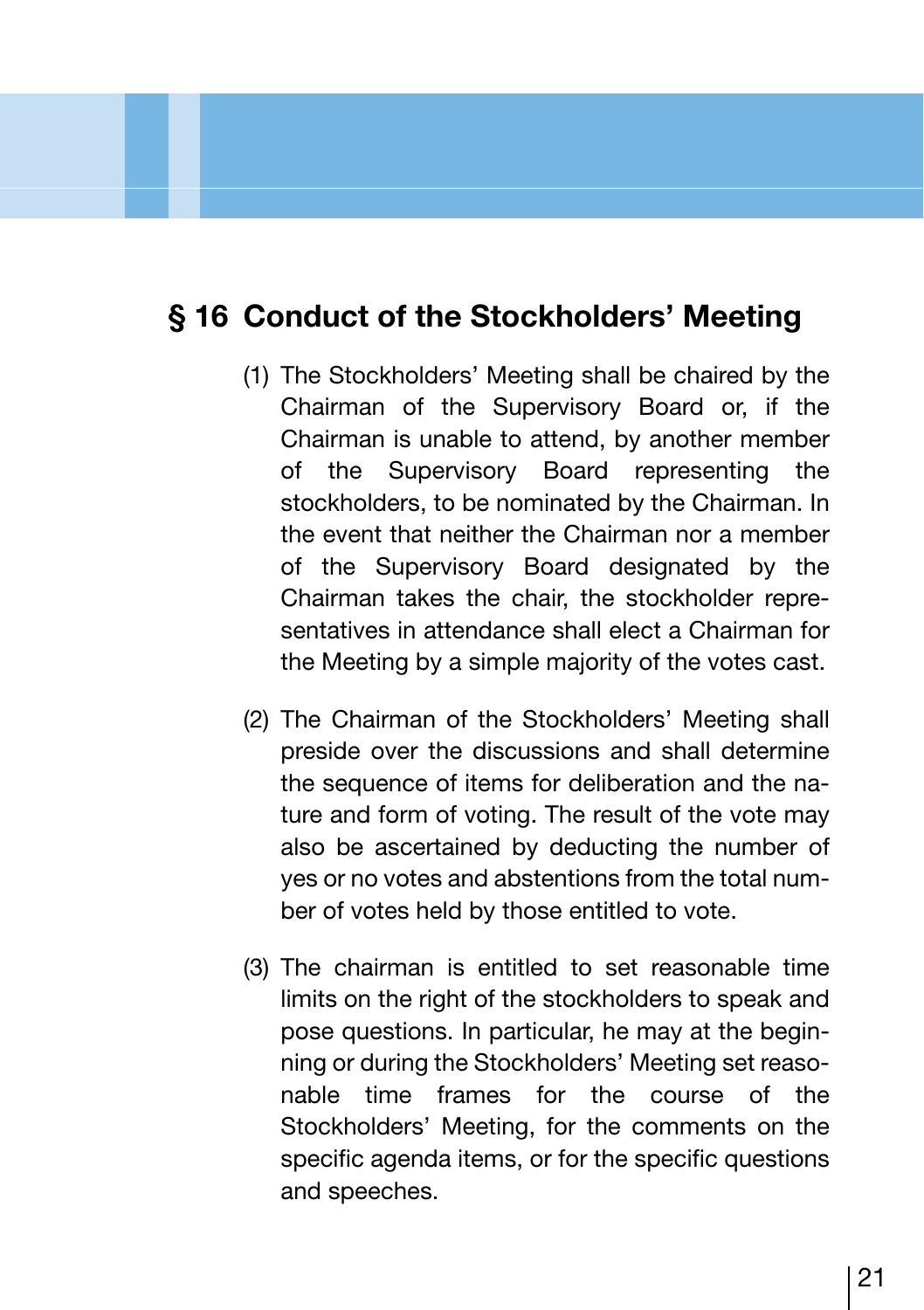## § 16 Conduct of the Stockholders' Meeting

(1) The Stockholders' Meeting shall be chaired by the Chairman of the Supervisory Board or, if the Chairman is unable to attend, by another member of the Supervisory Board representing the stockholders, to be nominated by the Chairman. In the event that neither the Chairman nor a member of the Supervisory Board designated by the Chairman takes the chair, the stockholder representatives in attendance shall elect a Chairman for the Meeting by a simple majority of the votes cast.

(2) The Chairman of the Stockholders' Meeting shall preside over the discussions and shall determine the sequence of items for deliberation and the nature and form of voting. The result of the vote may also be ascertained by deducting the number of yes or no votes and abstentions from the total number of votes held by those entitled to vote.

(3) The chairman is entitled to set reasonable time limits on the right of the stockholders to speak and pose questions. In particular, he may at the beginning or during the Stockholders' Meeting set reasonable time frames for the course of the Stockholders' Meeting, for the comments on the specific agenda items, or for the specific questions and speeches.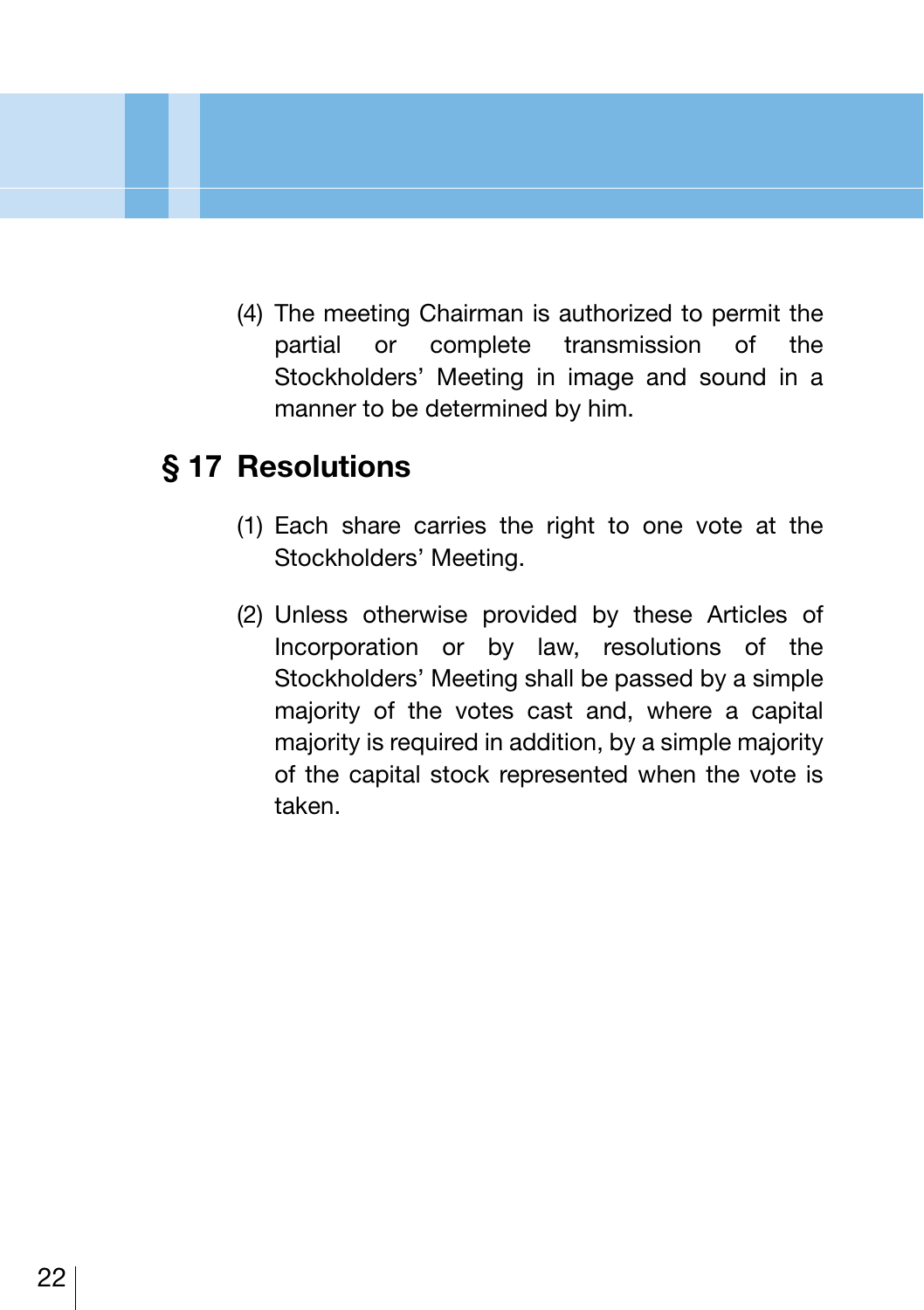(4) The meeting Chairman is authorized to permit the partial or complete transmission of the Stockholders' Meeting in image and sound in a manner to be determined by him.

## § 17 Resolutions

(1) Each share carries the right to one vote at the Stockholders' Meeting.

(2) Unless otherwise provided by these Articles of Incorporation or by law, resolutions of the Stockholders' Meeting shall be passed by a simple majority of the votes cast and, where a capital majority is required in addition, by a simple majority of the capital stock represented when the vote is taken.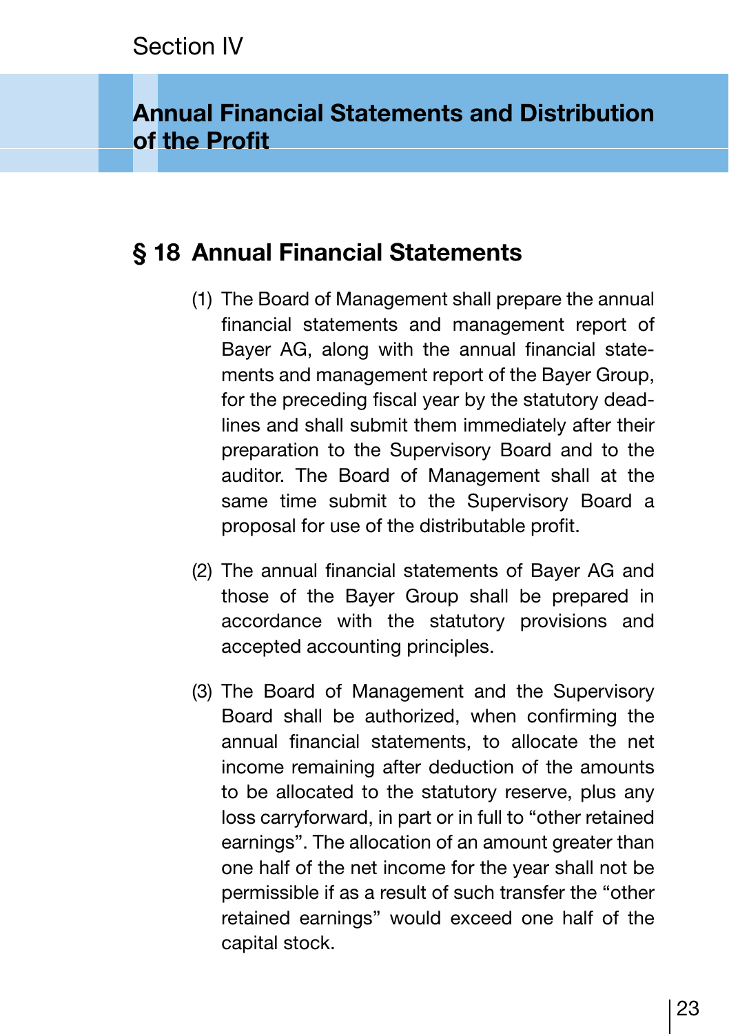Section IV

# Annual Financial Statements and Distribution of the Profit

## § 18 Annual Financial Statements

(1) The Board of Management shall prepare the annual financial statements and management report of Bayer AG, along with the annual financial statements and management report of the Bayer Group, for the preceding fiscal year by the statutory deadlines and shall submit them immediately after their preparation to the Supervisory Board and to the auditor. The Board of Management shall at the same time submit to the Supervisory Board a proposal for use of the distributable profit.

(2) The annual financial statements of Bayer AG and those of the Bayer Group shall be prepared in accordance with the statutory provisions and accepted accounting principles.

(3) The Board of Management and the Supervisory Board shall be authorized, when confirming the annual financial statements, to allocate the net income remaining after deduction of the amounts to be allocated to the statutory reserve, plus any loss carryforward, in part or in full to "other retained earnings". The allocation of an amount greater than one half of the net income for the year shall not be permissible if as a result of such transfer the "other retained earnings" would exceed one half of the capital stock.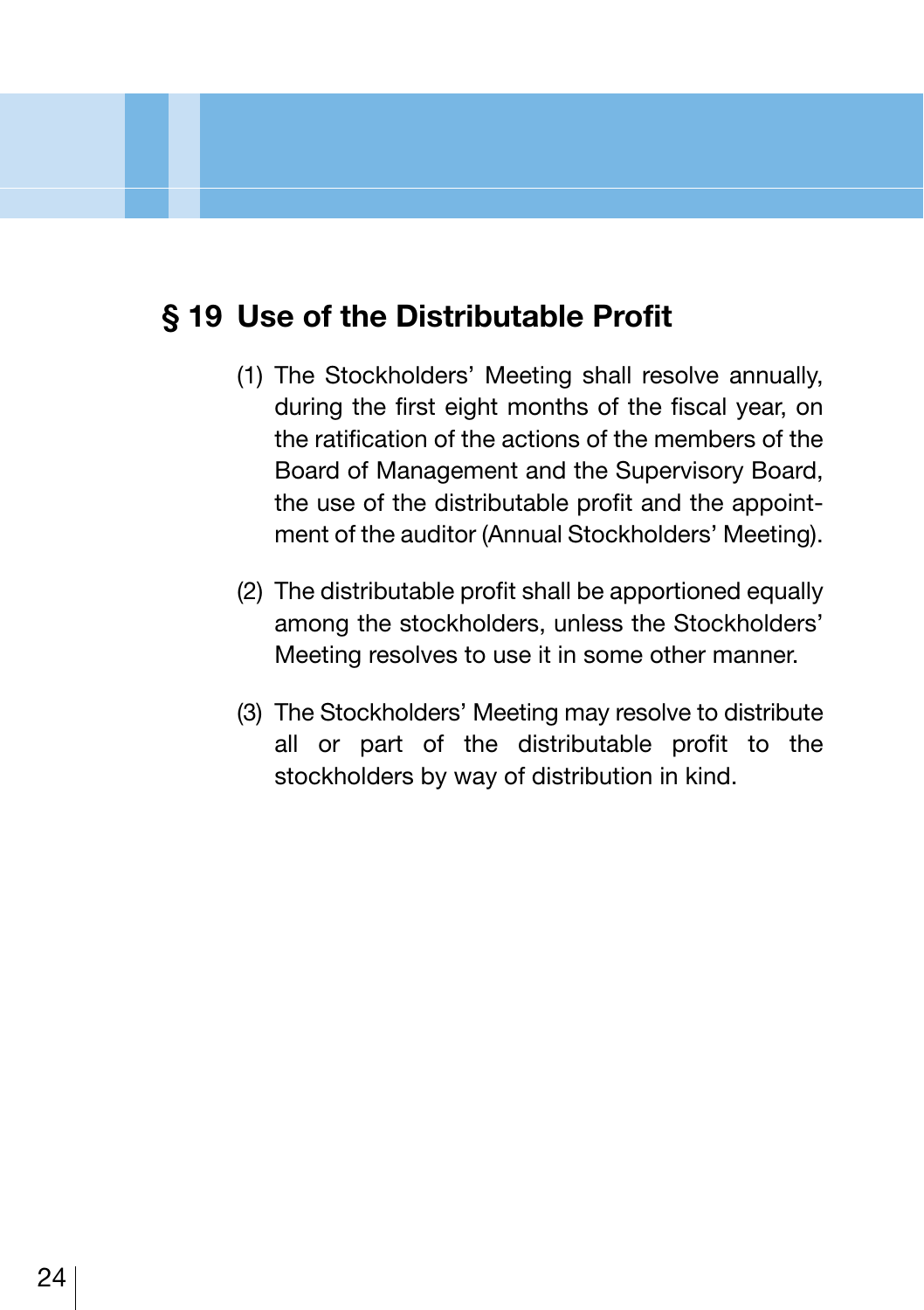## § 19 Use of the Distributable Profit

(1) The Stockholders' Meeting shall resolve annually, during the first eight months of the fiscal year, on the ratification of the actions of the members of the Board of Management and the Supervisory Board, the use of the distributable profit and the appointment of the auditor (Annual Stockholders' Meeting).

(2) The distributable profit shall be apportioned equally among the stockholders, unless the Stockholders' Meeting resolves to use it in some other manner.

(3) The Stockholders' Meeting may resolve to distribute all or part of the distributable profit to the stockholders by way of distribution in kind.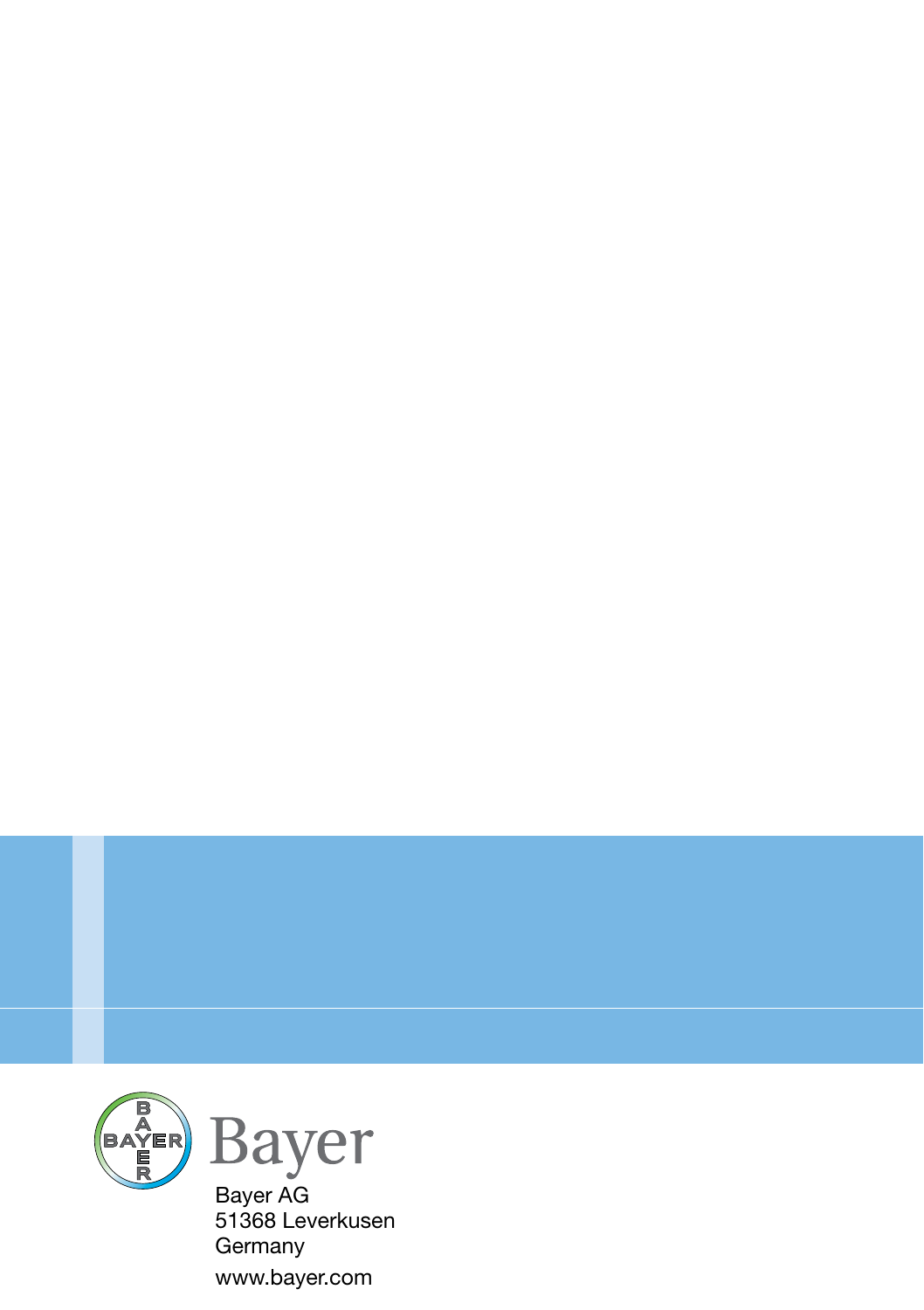Bayer

Bayer AG
51368 Leverkusen
Germany

www.bayer.com